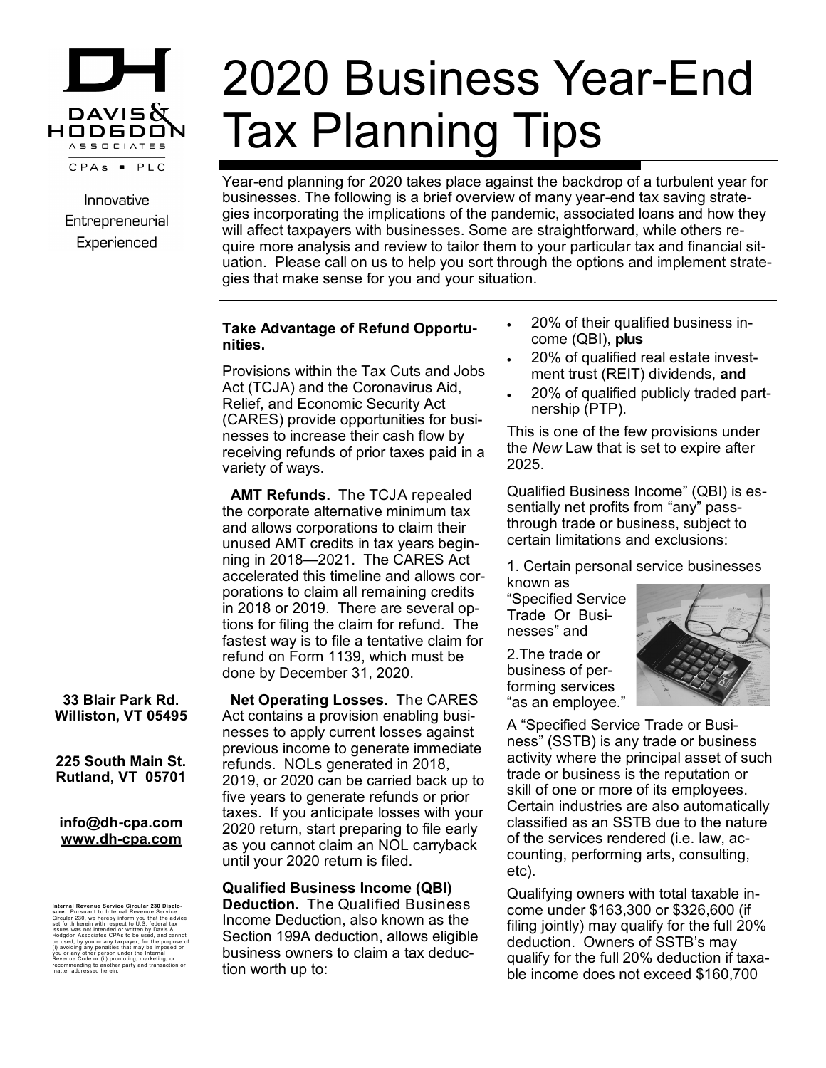# 2020 Business Year-End Tax Planning Tips

Davis & Hodgdon Associates CPAs • PLC

Innovative
Entrepreneurial
Experienced

Year-end planning for 2020 takes place against the backdrop of a turbulent year for businesses. The following is a brief overview of many year-end tax saving strategies incorporating the implications of the pandemic, associated loans and how they will affect taxpayers with businesses. Some are straightforward, while others require more analysis and review to tailor them to your particular tax and financial situation. Please call on us to help you sort through the options and implement strategies that make sense for you and your situation.

**33 Blair Park Rd.**
**Williston, VT 05495**

**225 South Main St.**
**Rutland, VT 05701**

**info@dh-cpa.com**
**www.dh-cpa.com**

**Internal Revenue Service Circular 230 Disclosure.** Pursuant to Internal Revenue Service Circular 230, we hereby inform you that the advice set forth herein with respect to U.S. federal tax issues was not intended or written by Davis & Hodgdon Associates CPAs to be used, and cannot be used, by you or any taxpayer, for the purpose of (i) avoiding any penalties that may be imposed on you or any other person under the Internal Revenue Code or (ii) promoting, marketing, or recommending to another party and transaction or matter addressed herein.

**Take Advantage of Refund Opportunities.**

Provisions within the Tax Cuts and Jobs Act (TCJA) and the Coronavirus Aid, Relief, and Economic Security Act (CARES) provide opportunities for businesses to increase their cash flow by receiving refunds of prior taxes paid in a variety of ways.

**AMT Refunds.** The TCJA repealed the corporate alternative minimum tax and allows corporations to claim their unused AMT credits in tax years beginning in 2018—2021. The CARES Act accelerated this timeline and allows corporations to claim all remaining credits in 2018 or 2019. There are several options for filing the claim for refund. The fastest way is to file a tentative claim for refund on Form 1139, which must be done by December 31, 2020.

**Net Operating Losses.** The CARES Act contains a provision enabling businesses to apply current losses against previous income to generate immediate refunds. NOLs generated in 2018, 2019, or 2020 can be carried back up to five years to generate refunds or prior taxes. If you anticipate losses with your 2020 return, start preparing to file early as you cannot claim an NOL carryback until your 2020 return is filed.

**Qualified Business Income (QBI) Deduction.** The Qualified Business Income Deduction, also known as the Section 199A deduction, allows eligible business owners to claim a tax deduction worth up to:

- 20% of their qualified business income (QBI), **plus**
- 20% of qualified real estate investment trust (REIT) dividends, **and**
- 20% of qualified publicly traded partnership (PTP).

This is one of the few provisions under the *New* Law that is set to expire after 2025.

Qualified Business Income" (QBI) is essentially net profits from "any" pass-through trade or business, subject to certain limitations and exclusions:

1. Certain personal service businesses known as "Specified Service Trade Or Businesses" and

2. The trade or business of performing services "as an employee."

A "Specified Service Trade or Business" (SSTB) is any trade or business activity where the principal asset of such trade or business is the reputation or skill of one or more of its employees. Certain industries are also automatically classified as an SSTB due to the nature of the services rendered (i.e. law, accounting, performing arts, consulting, etc).

Qualifying owners with total taxable income under \$163,300 or \$326,600 (if filing jointly) may qualify for the full 20% deduction. Owners of SSTB's may qualify for the full 20% deduction if taxable income does not exceed \$160,700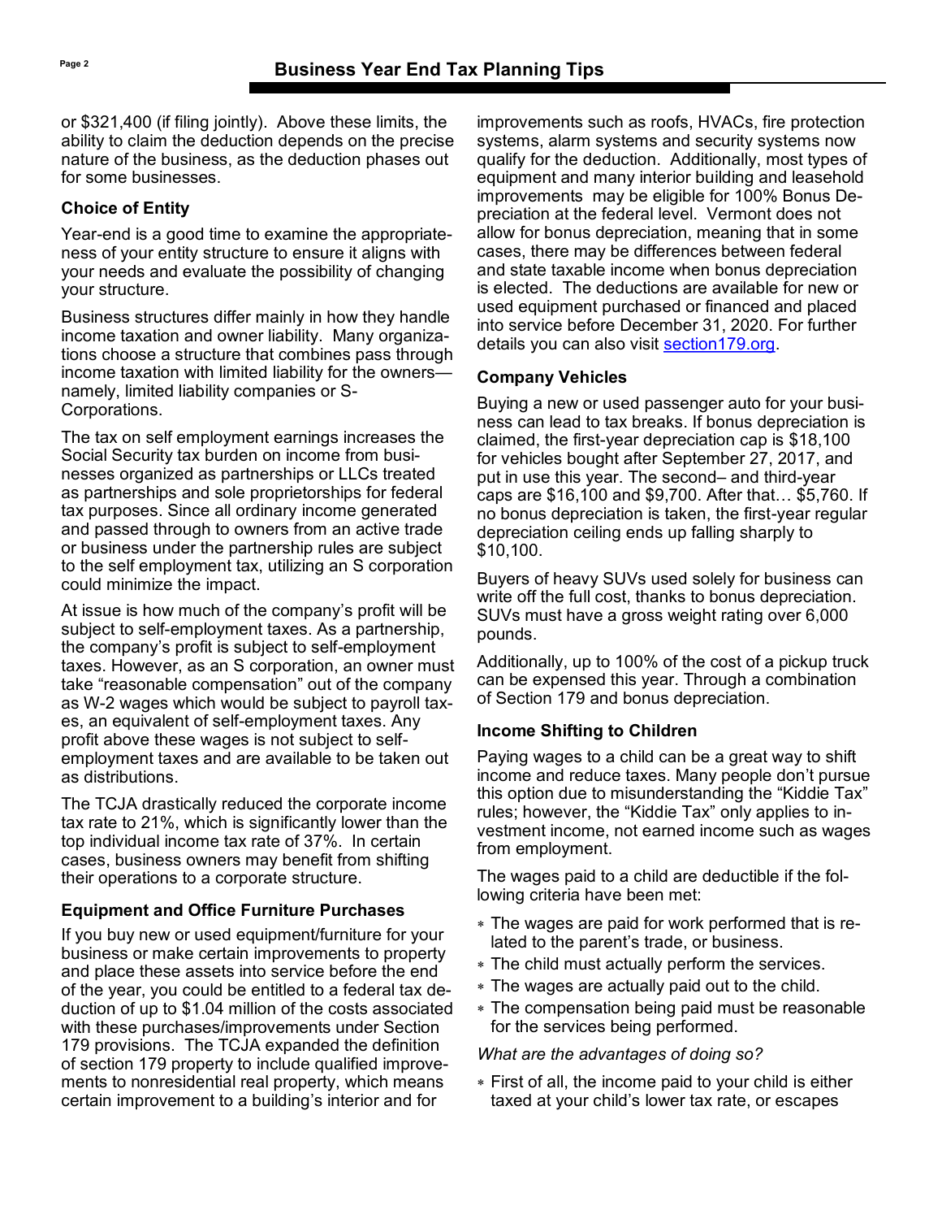or $321,400 (if filing jointly). Above these limits, the ability to claim the deduction depends on the precise nature of the business, as the deduction phases out for some businesses.

### Choice of Entity

Year-end is a good time to examine the appropriateness of your entity structure to ensure it aligns with your needs and evaluate the possibility of changing your structure.

Business structures differ mainly in how they handle income taxation and owner liability. Many organizations choose a structure that combines pass through income taxation with limited liability for the owners—namely, limited liability companies or S-Corporations.

The tax on self employment earnings increases the Social Security tax burden on income from businesses organized as partnerships or LLCs treated as partnerships and sole proprietorships for federal tax purposes. Since all ordinary income generated and passed through to owners from an active trade or business under the partnership rules are subject to the self employment tax, utilizing an S corporation could minimize the impact.

At issue is how much of the company's profit will be subject to self-employment taxes. As a partnership, the company's profit is subject to self-employment taxes. However, as an S corporation, an owner must take "reasonable compensation" out of the company as W-2 wages which would be subject to payroll taxes, an equivalent of self-employment taxes. Any profit above these wages is not subject to self-employment taxes and are available to be taken out as distributions.

The TCJA drastically reduced the corporate income tax rate to 21%, which is significantly lower than the top individual income tax rate of 37%. In certain cases, business owners may benefit from shifting their operations to a corporate structure.

### Equipment and Office Furniture Purchases

If you buy new or used equipment/furniture for your business or make certain improvements to property and place these assets into service before the end of the year, you could be entitled to a federal tax deduction of up to $1.04 million of the costs associated with these purchases/improvements under Section 179 provisions. The TCJA expanded the definition of section 179 property to include qualified improvements to nonresidential real property, which means certain improvement to a building's interior and for improvements such as roofs, HVACs, fire protection systems, alarm systems and security systems now qualify for the deduction. Additionally, most types of equipment and many interior building and leasehold improvements may be eligible for 100% Bonus Depreciation at the federal level. Vermont does not allow for bonus depreciation, meaning that in some cases, there may be differences between federal and state taxable income when bonus depreciation is elected. The deductions are available for new or used equipment purchased or financed and placed into service before December 31, 2020. For further details you can also visit section179.org.

### Company Vehicles

Buying a new or used passenger auto for your business can lead to tax breaks. If bonus depreciation is claimed, the first-year depreciation cap is $18,100 for vehicles bought after September 27, 2017, and put in use this year. The second– and third-year caps are $16,100 and $9,700. After that… $5,760. If no bonus depreciation is taken, the first-year regular depreciation ceiling ends up falling sharply to $10,100.

Buyers of heavy SUVs used solely for business can write off the full cost, thanks to bonus depreciation. SUVs must have a gross weight rating over 6,000 pounds.

Additionally, up to 100% of the cost of a pickup truck can be expensed this year. Through a combination of Section 179 and bonus depreciation.

### Income Shifting to Children

Paying wages to a child can be a great way to shift income and reduce taxes. Many people don't pursue this option due to misunderstanding the "Kiddie Tax" rules; however, the "Kiddie Tax" only applies to investment income, not earned income such as wages from employment.

The wages paid to a child are deductible if the following criteria have been met:

- The wages are paid for work performed that is related to the parent's trade, or business.
- The child must actually perform the services.
- The wages are actually paid out to the child.
- The compensation being paid must be reasonable for the services being performed.

*What are the advantages of doing so?*

- First of all, the income paid to your child is either taxed at your child's lower tax rate, or escapes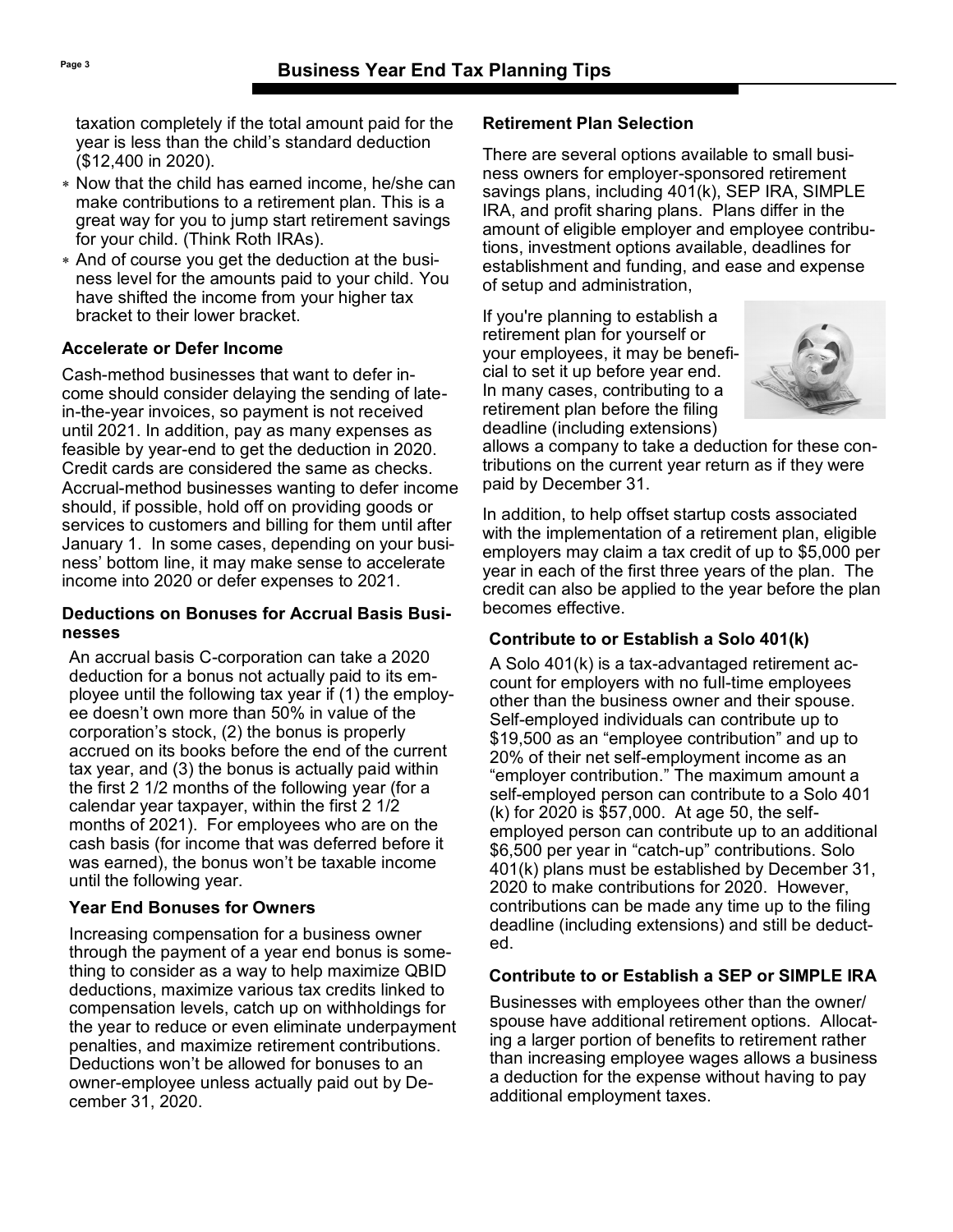taxation completely if the total amount paid for the year is less than the child's standard deduction ($12,400 in 2020).

- Now that the child has earned income, he/she can make contributions to a retirement plan. This is a great way for you to jump start retirement savings for your child. (Think Roth IRAs).
- And of course you get the deduction at the business level for the amounts paid to your child. You have shifted the income from your higher tax bracket to their lower bracket.

### Accelerate or Defer Income

Cash-method businesses that want to defer income should consider delaying the sending of late-in-the-year invoices, so payment is not received until 2021. In addition, pay as many expenses as feasible by year-end to get the deduction in 2020. Credit cards are considered the same as checks. Accrual-method businesses wanting to defer income should, if possible, hold off on providing goods or services to customers and billing for them until after January 1. In some cases, depending on your business' bottom line, it may make sense to accelerate income into 2020 or defer expenses to 2021.

### Deductions on Bonuses for Accrual Basis Businesses

An accrual basis C-corporation can take a 2020 deduction for a bonus not actually paid to its employee until the following tax year if (1) the employee doesn't own more than 50% in value of the corporation's stock, (2) the bonus is properly accrued on its books before the end of the current tax year, and (3) the bonus is actually paid within the first 2 1/2 months of the following year (for a calendar year taxpayer, within the first 2 1/2 months of 2021). For employees who are on the cash basis (for income that was deferred before it was earned), the bonus won't be taxable income until the following year.

### Year End Bonuses for Owners

Increasing compensation for a business owner through the payment of a year end bonus is something to consider as a way to help maximize QBID deductions, maximize various tax credits linked to compensation levels, catch up on withholdings for the year to reduce or even eliminate underpayment penalties, and maximize retirement contributions. Deductions won't be allowed for bonuses to an owner-employee unless actually paid out by December 31, 2020.

### Retirement Plan Selection

There are several options available to small business owners for employer-sponsored retirement savings plans, including 401(k), SEP IRA, SIMPLE IRA, and profit sharing plans. Plans differ in the amount of eligible employer and employee contributions, investment options available, deadlines for establishment and funding, and ease and expense of setup and administration,

If you're planning to establish a retirement plan for yourself or your employees, it may be beneficial to set it up before year end. In many cases, contributing to a retirement plan before the filing deadline (including extensions) allows a company to take a deduction for these contributions on the current year return as if they were paid by December 31.

In addition, to help offset startup costs associated with the implementation of a retirement plan, eligible employers may claim a tax credit of up to $5,000 per year in each of the first three years of the plan. The credit can also be applied to the year before the plan becomes effective.

### Contribute to or Establish a Solo 401(k)

A Solo 401(k) is a tax-advantaged retirement account for employers with no full-time employees other than the business owner and their spouse. Self-employed individuals can contribute up to $19,500 as an "employee contribution" and up to 20% of their net self-employment income as an "employer contribution." The maximum amount a self-employed person can contribute to a Solo 401(k) for 2020 is $57,000. At age 50, the self-employed person can contribute up to an additional $6,500 per year in "catch-up" contributions. Solo 401(k) plans must be established by December 31, 2020 to make contributions for 2020. However, contributions can be made any time up to the filing deadline (including extensions) and still be deducted.

### Contribute to or Establish a SEP or SIMPLE IRA

Businesses with employees other than the owner/spouse have additional retirement options. Allocating a larger portion of benefits to retirement rather than increasing employee wages allows a business a deduction for the expense without having to pay additional employment taxes.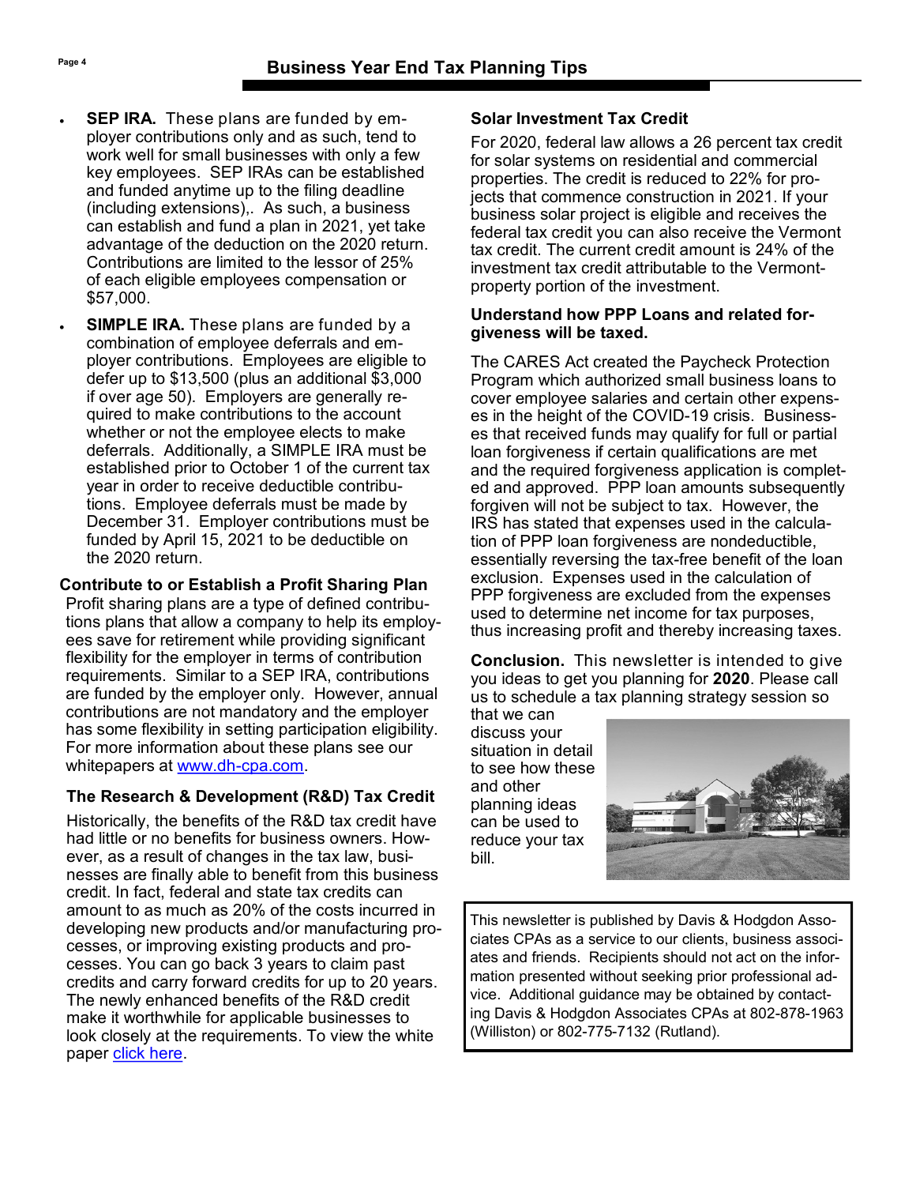## Business Year End Tax Planning Tips

- **SEP IRA.** These plans are funded by employer contributions only and as such, tend to work well for small businesses with only a few key employees. SEP IRAs can be established and funded anytime up to the filing deadline (including extensions),. As such, a business can establish and fund a plan in 2021, yet take advantage of the deduction on the 2020 return. Contributions are limited to the lessor of 25% of each eligible employees compensation or $57,000.
- **SIMPLE IRA.** These plans are funded by a combination of employee deferrals and employer contributions. Employees are eligible to defer up to $13,500 (plus an additional $3,000 if over age 50). Employers are generally required to make contributions to the account whether or not the employee elects to make deferrals. Additionally, a SIMPLE IRA must be established prior to October 1 of the current tax year in order to receive deductible contributions. Employee deferrals must be made by December 31. Employer contributions must be funded by April 15, 2021 to be deductible on the 2020 return.

**Contribute to or Establish a Profit Sharing Plan**

Profit sharing plans are a type of defined contributions plans that allow a company to help its employees save for retirement while providing significant flexibility for the employer in terms of contribution requirements. Similar to a SEP IRA, contributions are funded by the employer only. However, annual contributions are not mandatory and the employer has some flexibility in setting participation eligibility. For more information about these plans see our whitepapers at www.dh-cpa.com.

**The Research & Development (R&D) Tax Credit**

Historically, the benefits of the R&D tax credit have had little or no benefits for business owners. However, as a result of changes in the tax law, businesses are finally able to benefit from this business credit. In fact, federal and state tax credits can amount to as much as 20% of the costs incurred in developing new products and/or manufacturing processes, or improving existing products and processes. You can go back 3 years to claim past credits and carry forward credits for up to 20 years. The newly enhanced benefits of the R&D credit make it worthwhile for applicable businesses to look closely at the requirements. To view the white paper click here.

**Solar Investment Tax Credit**

For 2020, federal law allows a 26 percent tax credit for solar systems on residential and commercial properties. The credit is reduced to 22% for projects that commence construction in 2021. If your business solar project is eligible and receives the federal tax credit you can also receive the Vermont tax credit. The current credit amount is 24% of the investment tax credit attributable to the Vermont-property portion of the investment.

**Understand how PPP Loans and related forgiveness will be taxed.**

The CARES Act created the Paycheck Protection Program which authorized small business loans to cover employee salaries and certain other expenses in the height of the COVID-19 crisis. Businesses that received funds may qualify for full or partial loan forgiveness if certain qualifications are met and the required forgiveness application is completed and approved. PPP loan amounts subsequently forgiven will not be subject to tax. However, the IRS has stated that expenses used in the calculation of PPP loan forgiveness are nondeductible, essentially reversing the tax-free benefit of the loan exclusion. Expenses used in the calculation of PPP forgiveness are excluded from the expenses used to determine net income for tax purposes, thus increasing profit and thereby increasing taxes.

**Conclusion.** This newsletter is intended to give you ideas to get you planning for **2020**. Please call us to schedule a tax planning strategy session so that we can discuss your situation in detail to see how these and other planning ideas can be used to reduce your tax bill.

This newsletter is published by Davis & Hodgdon Associates CPAs as a service to our clients, business associates and friends. Recipients should not act on the information presented without seeking prior professional advice. Additional guidance may be obtained by contacting Davis & Hodgdon Associates CPAs at 802-878-1963 (Williston) or 802-775-7132 (Rutland).